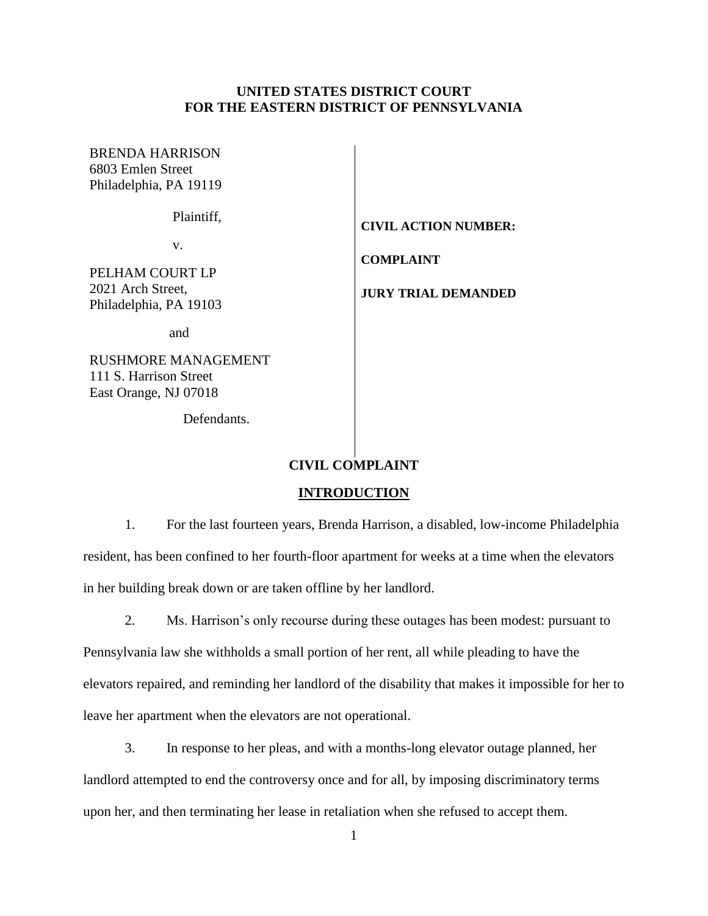**UNITED STATES DISTRICT COURT**
**FOR THE EASTERN DISTRICT OF PENNSYLVANIA**

| | |
|---|---|
| BRENDA HARRISON<br>6803 Emlen Street<br>Philadelphia, PA 19119<br><br>Plaintiff,<br><br>v.<br><br>PELHAM COURT LP<br>2021 Arch Street,<br>Philadelphia, PA 19103<br><br>and<br><br>RUSHMORE MANAGEMENT<br>111 S. Harrison Street<br>East Orange, NJ 07018<br><br>Defendants. | **CIVIL ACTION NUMBER:**<br><br>**COMPLAINT**<br><br>**JURY TRIAL DEMANDED** |

## CIVIL COMPLAINT

### INTRODUCTION

1. For the last fourteen years, Brenda Harrison, a disabled, low-income Philadelphia resident, has been confined to her fourth-floor apartment for weeks at a time when the elevators in her building break down or are taken offline by her landlord.

2. Ms. Harrison's only recourse during these outages has been modest: pursuant to Pennsylvania law she withholds a small portion of her rent, all while pleading to have the elevators repaired, and reminding her landlord of the disability that makes it impossible for her to leave her apartment when the elevators are not operational.

3. In response to her pleas, and with a months-long elevator outage planned, her landlord attempted to end the controversy once and for all, by imposing discriminatory terms upon her, and then terminating her lease in retaliation when she refused to accept them.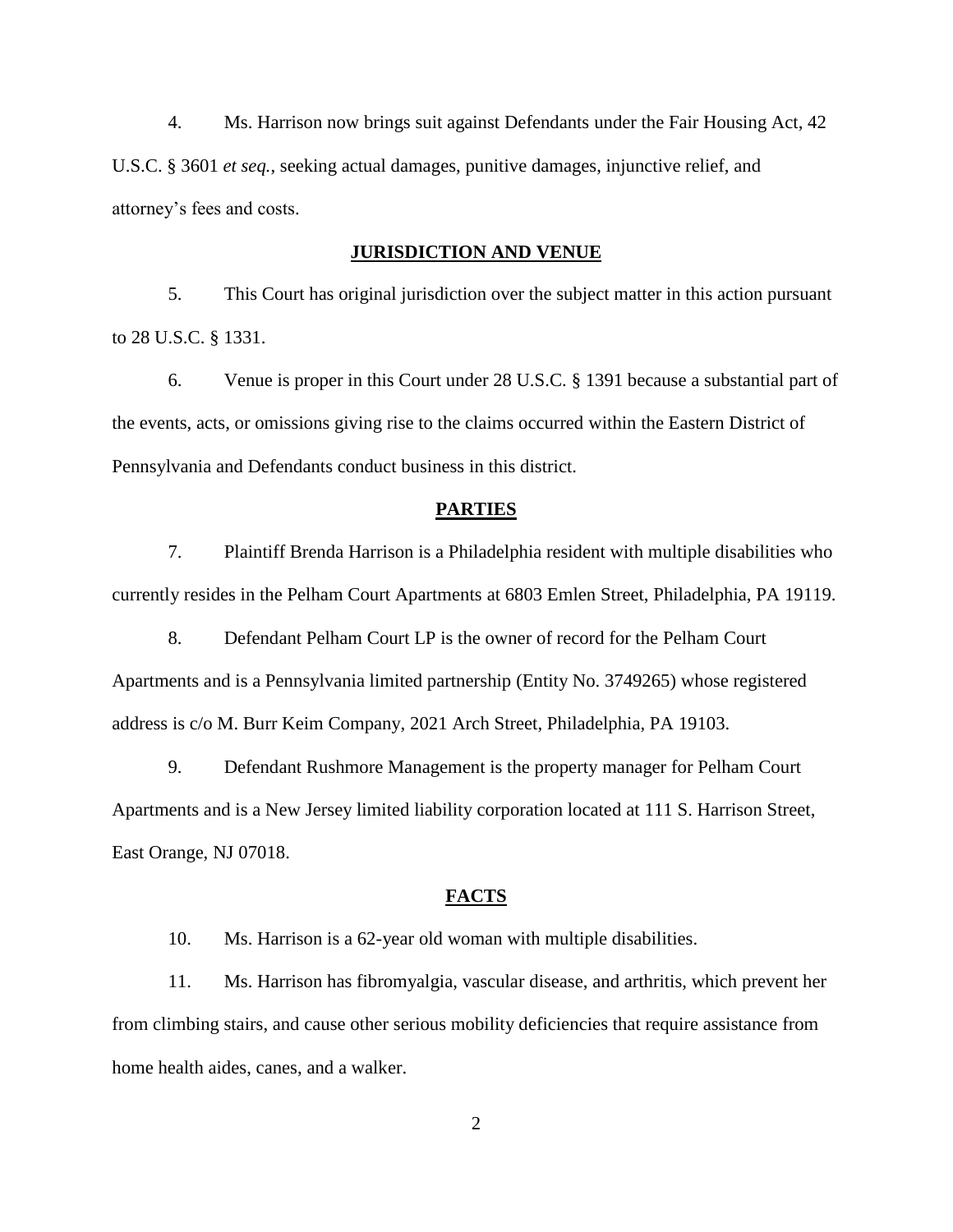4. Ms. Harrison now brings suit against Defendants under the Fair Housing Act, 42 U.S.C. § 3601 *et seq.*, seeking actual damages, punitive damages, injunctive relief, and attorney's fees and costs.

## JURISDICTION AND VENUE

5. This Court has original jurisdiction over the subject matter in this action pursuant to 28 U.S.C. § 1331.

6. Venue is proper in this Court under 28 U.S.C. § 1391 because a substantial part of the events, acts, or omissions giving rise to the claims occurred within the Eastern District of Pennsylvania and Defendants conduct business in this district.

## PARTIES

7. Plaintiff Brenda Harrison is a Philadelphia resident with multiple disabilities who currently resides in the Pelham Court Apartments at 6803 Emlen Street, Philadelphia, PA 19119.

8. Defendant Pelham Court LP is the owner of record for the Pelham Court Apartments and is a Pennsylvania limited partnership (Entity No. 3749265) whose registered address is c/o M. Burr Keim Company, 2021 Arch Street, Philadelphia, PA 19103.

9. Defendant Rushmore Management is the property manager for Pelham Court Apartments and is a New Jersey limited liability corporation located at 111 S. Harrison Street, East Orange, NJ 07018.

## FACTS

10. Ms. Harrison is a 62-year old woman with multiple disabilities.

11. Ms. Harrison has fibromyalgia, vascular disease, and arthritis, which prevent her from climbing stairs, and cause other serious mobility deficiencies that require assistance from home health aides, canes, and a walker.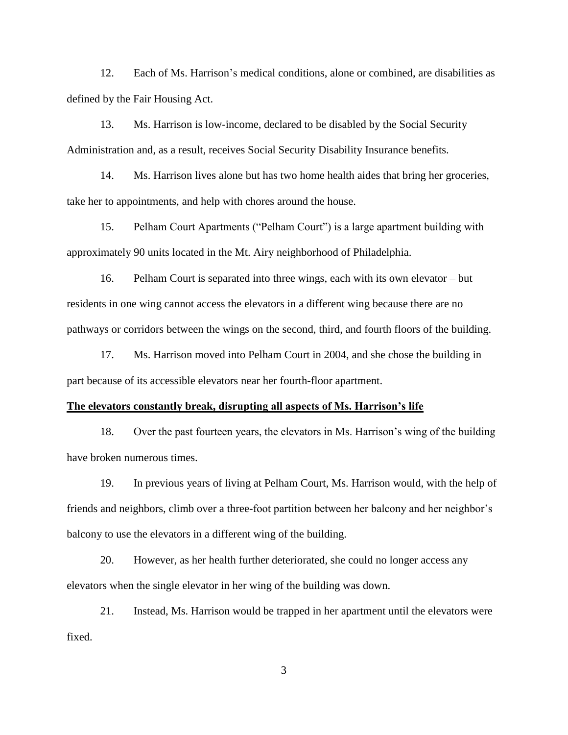12. Each of Ms. Harrison's medical conditions, alone or combined, are disabilities as defined by the Fair Housing Act.

13. Ms. Harrison is low-income, declared to be disabled by the Social Security Administration and, as a result, receives Social Security Disability Insurance benefits.

14. Ms. Harrison lives alone but has two home health aides that bring her groceries, take her to appointments, and help with chores around the house.

15. Pelham Court Apartments ("Pelham Court") is a large apartment building with approximately 90 units located in the Mt. Airy neighborhood of Philadelphia.

16. Pelham Court is separated into three wings, each with its own elevator – but residents in one wing cannot access the elevators in a different wing because there are no pathways or corridors between the wings on the second, third, and fourth floors of the building.

17. Ms. Harrison moved into Pelham Court in 2004, and she chose the building in part because of its accessible elevators near her fourth-floor apartment.

**The elevators constantly break, disrupting all aspects of Ms. Harrison's life**

18. Over the past fourteen years, the elevators in Ms. Harrison's wing of the building have broken numerous times.

19. In previous years of living at Pelham Court, Ms. Harrison would, with the help of friends and neighbors, climb over a three-foot partition between her balcony and her neighbor's balcony to use the elevators in a different wing of the building.

20. However, as her health further deteriorated, she could no longer access any elevators when the single elevator in her wing of the building was down.

21. Instead, Ms. Harrison would be trapped in her apartment until the elevators were fixed.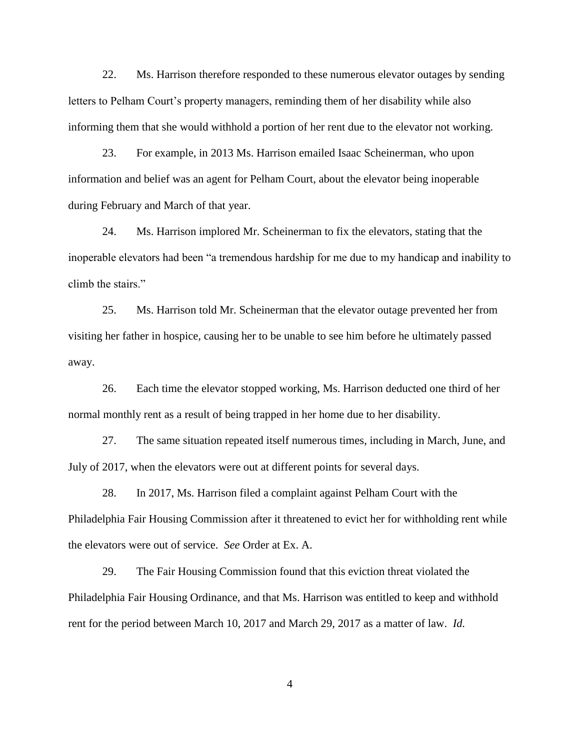22. Ms. Harrison therefore responded to these numerous elevator outages by sending letters to Pelham Court's property managers, reminding them of her disability while also informing them that she would withhold a portion of her rent due to the elevator not working.

23. For example, in 2013 Ms. Harrison emailed Isaac Scheinerman, who upon information and belief was an agent for Pelham Court, about the elevator being inoperable during February and March of that year.

24. Ms. Harrison implored Mr. Scheinerman to fix the elevators, stating that the inoperable elevators had been "a tremendous hardship for me due to my handicap and inability to climb the stairs."

25. Ms. Harrison told Mr. Scheinerman that the elevator outage prevented her from visiting her father in hospice, causing her to be unable to see him before he ultimately passed away.

26. Each time the elevator stopped working, Ms. Harrison deducted one third of her normal monthly rent as a result of being trapped in her home due to her disability.

27. The same situation repeated itself numerous times, including in March, June, and July of 2017, when the elevators were out at different points for several days.

28. In 2017, Ms. Harrison filed a complaint against Pelham Court with the Philadelphia Fair Housing Commission after it threatened to evict her for withholding rent while the elevators were out of service. *See* Order at Ex. A.

29. The Fair Housing Commission found that this eviction threat violated the Philadelphia Fair Housing Ordinance, and that Ms. Harrison was entitled to keep and withhold rent for the period between March 10, 2017 and March 29, 2017 as a matter of law. *Id.*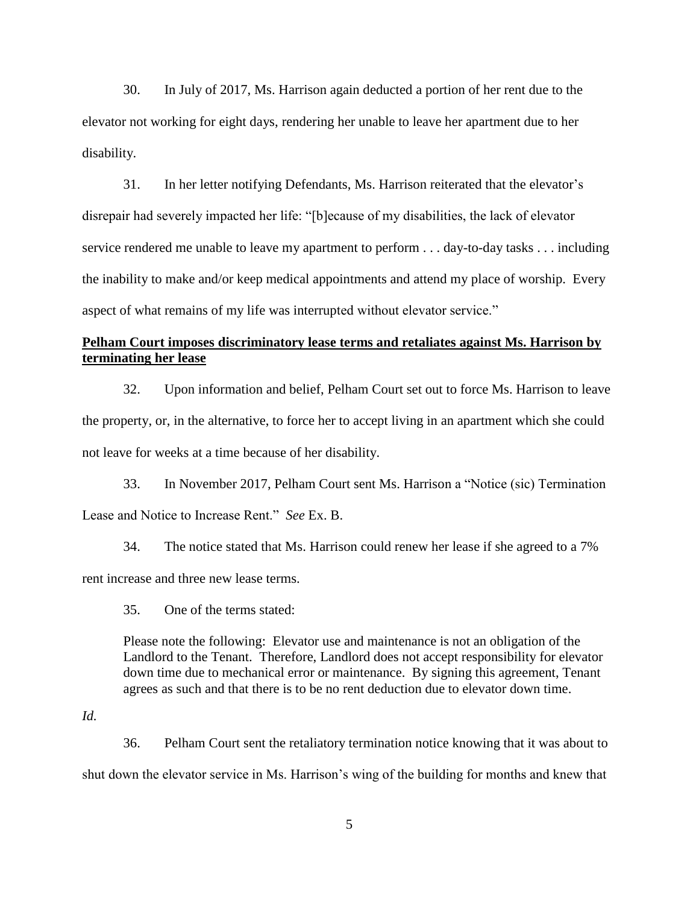30. In July of 2017, Ms. Harrison again deducted a portion of her rent due to the elevator not working for eight days, rendering her unable to leave her apartment due to her disability.

31. In her letter notifying Defendants, Ms. Harrison reiterated that the elevator's disrepair had severely impacted her life: "[b]ecause of my disabilities, the lack of elevator service rendered me unable to leave my apartment to perform . . . day-to-day tasks . . . including the inability to make and/or keep medical appointments and attend my place of worship. Every aspect of what remains of my life was interrupted without elevator service."

**Pelham Court imposes discriminatory lease terms and retaliates against Ms. Harrison by terminating her lease**

32. Upon information and belief, Pelham Court set out to force Ms. Harrison to leave the property, or, in the alternative, to force her to accept living in an apartment which she could not leave for weeks at a time because of her disability.

33. In November 2017, Pelham Court sent Ms. Harrison a "Notice (sic) Termination Lease and Notice to Increase Rent." *See* Ex. B.

34. The notice stated that Ms. Harrison could renew her lease if she agreed to a 7% rent increase and three new lease terms.

35. One of the terms stated:

> Please note the following: Elevator use and maintenance is not an obligation of the Landlord to the Tenant. Therefore, Landlord does not accept responsibility for elevator down time due to mechanical error or maintenance. By signing this agreement, Tenant agrees as such and that there is to be no rent deduction due to elevator down time.

*Id.*

36. Pelham Court sent the retaliatory termination notice knowing that it was about to shut down the elevator service in Ms. Harrison's wing of the building for months and knew that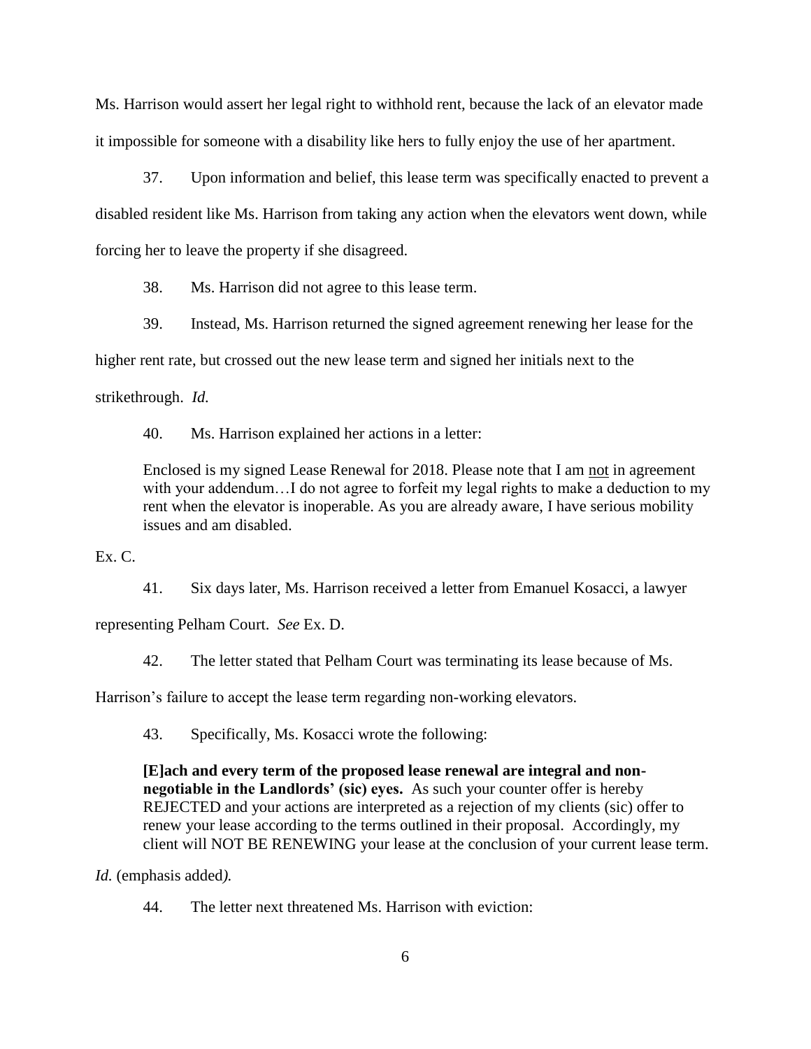Ms. Harrison would assert her legal right to withhold rent, because the lack of an elevator made it impossible for someone with a disability like hers to fully enjoy the use of her apartment.

37. Upon information and belief, this lease term was specifically enacted to prevent a disabled resident like Ms. Harrison from taking any action when the elevators went down, while forcing her to leave the property if she disagreed.

38. Ms. Harrison did not agree to this lease term.

39. Instead, Ms. Harrison returned the signed agreement renewing her lease for the higher rent rate, but crossed out the new lease term and signed her initials next to the strikethrough. *Id.*

40. Ms. Harrison explained her actions in a letter:

> Enclosed is my signed Lease Renewal for 2018. Please note that I am <u>not</u> in agreement with your addendum…I do not agree to forfeit my legal rights to make a deduction to my rent when the elevator is inoperable. As you are already aware, I have serious mobility issues and am disabled.

Ex. C.

41. Six days later, Ms. Harrison received a letter from Emanuel Kosacci, a lawyer representing Pelham Court. *See* Ex. D.

42. The letter stated that Pelham Court was terminating its lease because of Ms. Harrison's failure to accept the lease term regarding non-working elevators.

43. Specifically, Ms. Kosacci wrote the following:

> **[E]ach and every term of the proposed lease renewal are integral and non-negotiable in the Landlords' (sic) eyes.** As such your counter offer is hereby REJECTED and your actions are interpreted as a rejection of my clients (sic) offer to renew your lease according to the terms outlined in their proposal. Accordingly, my client will NOT BE RENEWING your lease at the conclusion of your current lease term.

*Id.* (emphasis added*).*

44. The letter next threatened Ms. Harrison with eviction: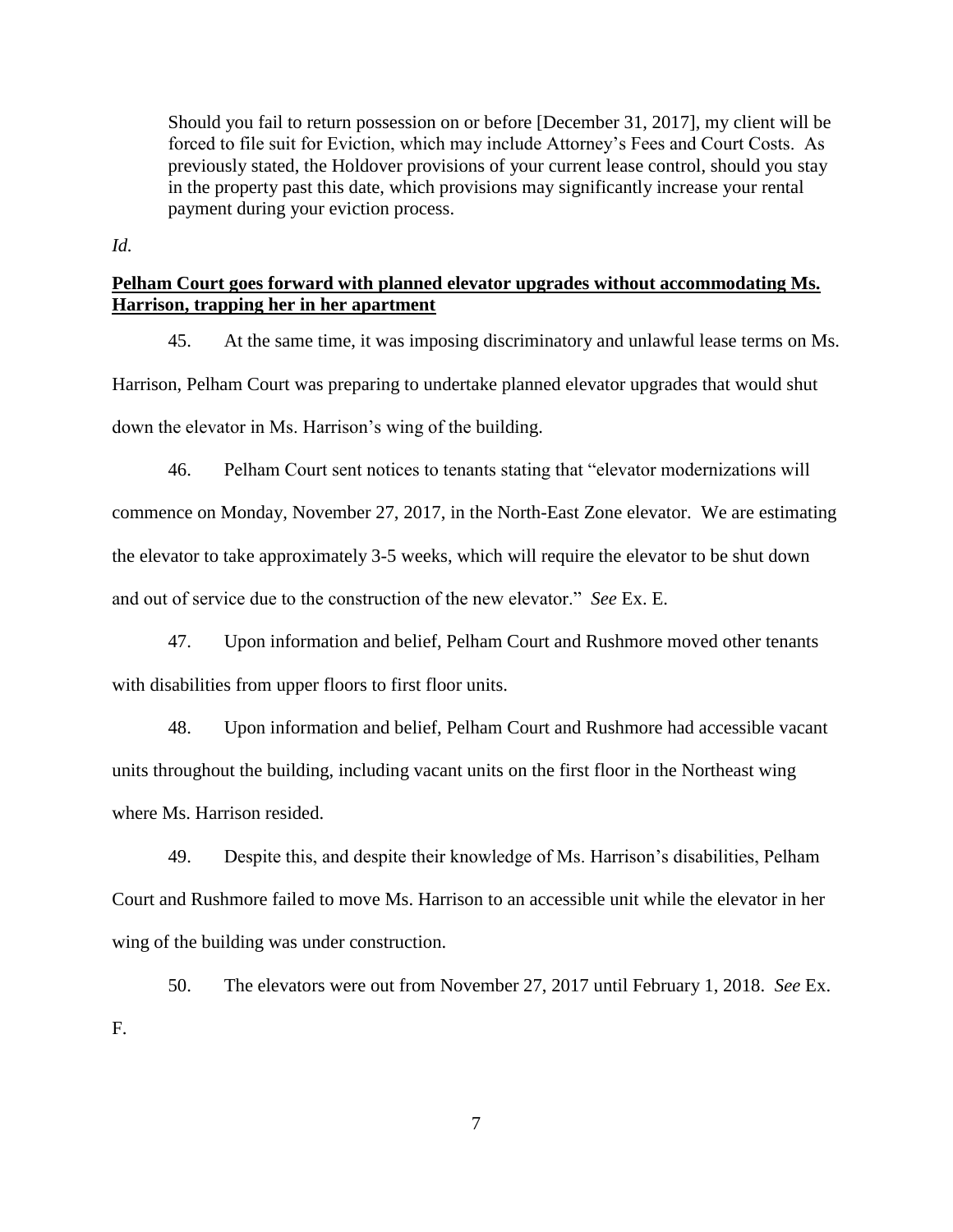> Should you fail to return possession on or before [December 31, 2017], my client will be forced to file suit for Eviction, which may include Attorney's Fees and Court Costs. As previously stated, the Holdover provisions of your current lease control, should you stay in the property past this date, which provisions may significantly increase your rental payment during your eviction process.

*Id.*

**<u>Pelham Court goes forward with planned elevator upgrades without accommodating Ms. Harrison, trapping her in her apartment</u>**

45. At the same time, it was imposing discriminatory and unlawful lease terms on Ms. Harrison, Pelham Court was preparing to undertake planned elevator upgrades that would shut down the elevator in Ms. Harrison's wing of the building.

46. Pelham Court sent notices to tenants stating that "elevator modernizations will commence on Monday, November 27, 2017, in the North-East Zone elevator. We are estimating the elevator to take approximately 3-5 weeks, which will require the elevator to be shut down and out of service due to the construction of the new elevator." *See* Ex. E.

47. Upon information and belief, Pelham Court and Rushmore moved other tenants with disabilities from upper floors to first floor units.

48. Upon information and belief, Pelham Court and Rushmore had accessible vacant units throughout the building, including vacant units on the first floor in the Northeast wing where Ms. Harrison resided.

49. Despite this, and despite their knowledge of Ms. Harrison's disabilities, Pelham Court and Rushmore failed to move Ms. Harrison to an accessible unit while the elevator in her wing of the building was under construction.

50. The elevators were out from November 27, 2017 until February 1, 2018. *See* Ex. F.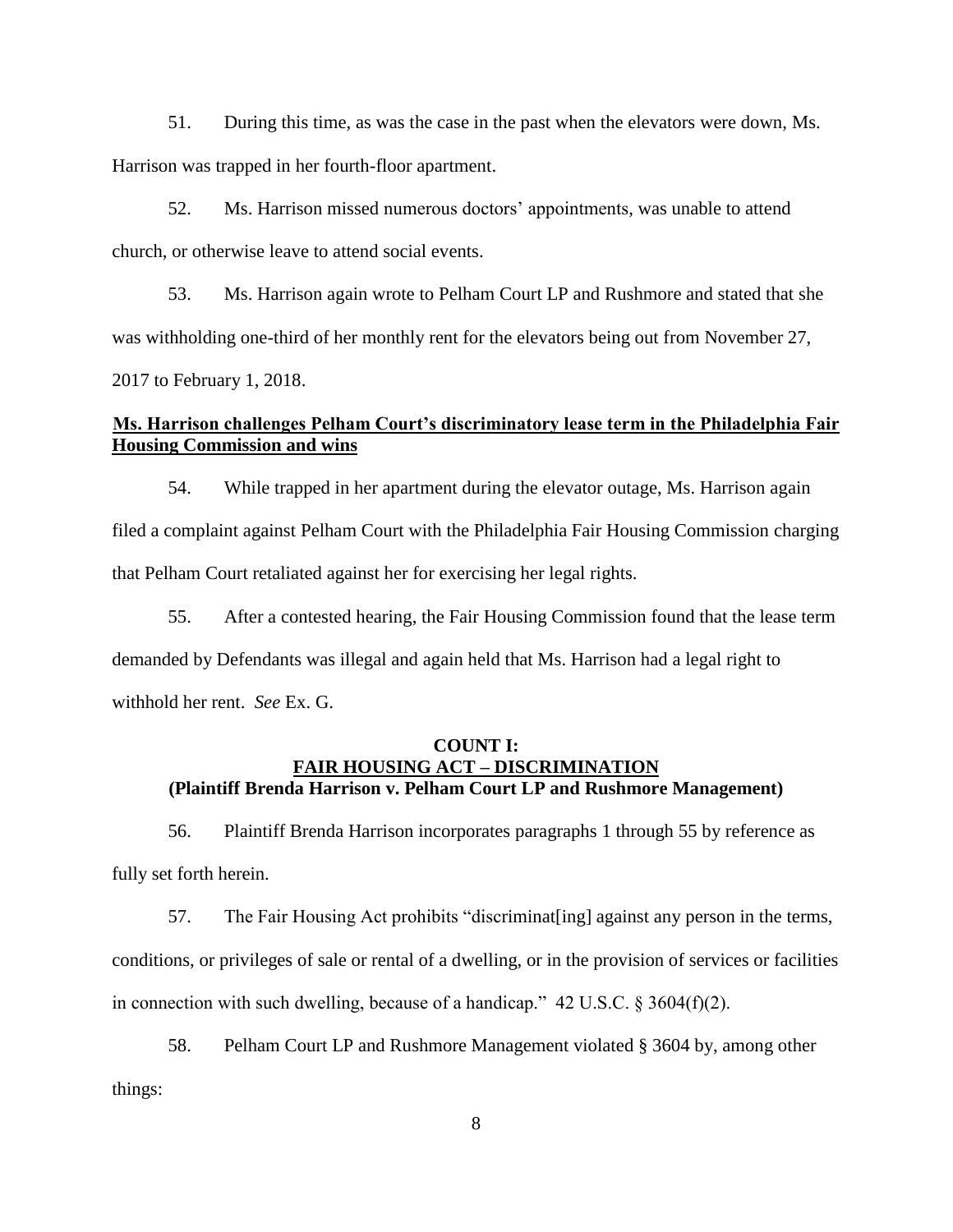51. During this time, as was the case in the past when the elevators were down, Ms. Harrison was trapped in her fourth-floor apartment.

52. Ms. Harrison missed numerous doctors' appointments, was unable to attend church, or otherwise leave to attend social events.

53. Ms. Harrison again wrote to Pelham Court LP and Rushmore and stated that she was withholding one-third of her monthly rent for the elevators being out from November 27, 2017 to February 1, 2018.

**Ms. Harrison challenges Pelham Court's discriminatory lease term in the Philadelphia Fair Housing Commission and wins**

54. While trapped in her apartment during the elevator outage, Ms. Harrison again filed a complaint against Pelham Court with the Philadelphia Fair Housing Commission charging that Pelham Court retaliated against her for exercising her legal rights.

55. After a contested hearing, the Fair Housing Commission found that the lease term demanded by Defendants was illegal and again held that Ms. Harrison had a legal right to withhold her rent. *See* Ex. G.

## COUNT I:
## FAIR HOUSING ACT – DISCRIMINATION
### (Plaintiff Brenda Harrison v. Pelham Court LP and Rushmore Management)

56. Plaintiff Brenda Harrison incorporates paragraphs 1 through 55 by reference as fully set forth herein.

57. The Fair Housing Act prohibits "discriminat[ing] against any person in the terms, conditions, or privileges of sale or rental of a dwelling, or in the provision of services or facilities in connection with such dwelling, because of a handicap." 42 U.S.C. § 3604(f)(2).

58. Pelham Court LP and Rushmore Management violated § 3604 by, among other things: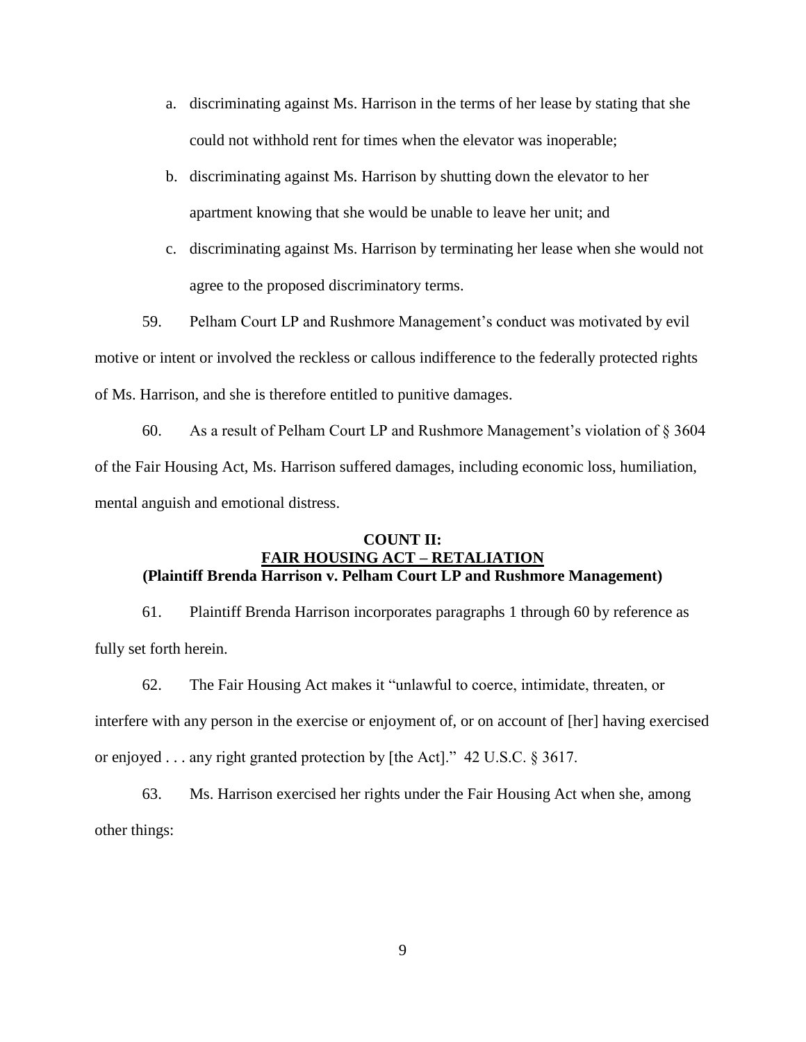a. discriminating against Ms. Harrison in the terms of her lease by stating that she could not withhold rent for times when the elevator was inoperable;

b. discriminating against Ms. Harrison by shutting down the elevator to her apartment knowing that she would be unable to leave her unit; and

c. discriminating against Ms. Harrison by terminating her lease when she would not agree to the proposed discriminatory terms.

59. Pelham Court LP and Rushmore Management's conduct was motivated by evil motive or intent or involved the reckless or callous indifference to the federally protected rights of Ms. Harrison, and she is therefore entitled to punitive damages.

60. As a result of Pelham Court LP and Rushmore Management's violation of § 3604 of the Fair Housing Act, Ms. Harrison suffered damages, including economic loss, humiliation, mental anguish and emotional distress.

**COUNT II:**
**FAIR HOUSING ACT – RETALIATION**
**(Plaintiff Brenda Harrison v. Pelham Court LP and Rushmore Management)**

61. Plaintiff Brenda Harrison incorporates paragraphs 1 through 60 by reference as fully set forth herein.

62. The Fair Housing Act makes it "unlawful to coerce, intimidate, threaten, or interfere with any person in the exercise or enjoyment of, or on account of [her] having exercised or enjoyed . . . any right granted protection by [the Act]." 42 U.S.C. § 3617.

63. Ms. Harrison exercised her rights under the Fair Housing Act when she, among other things: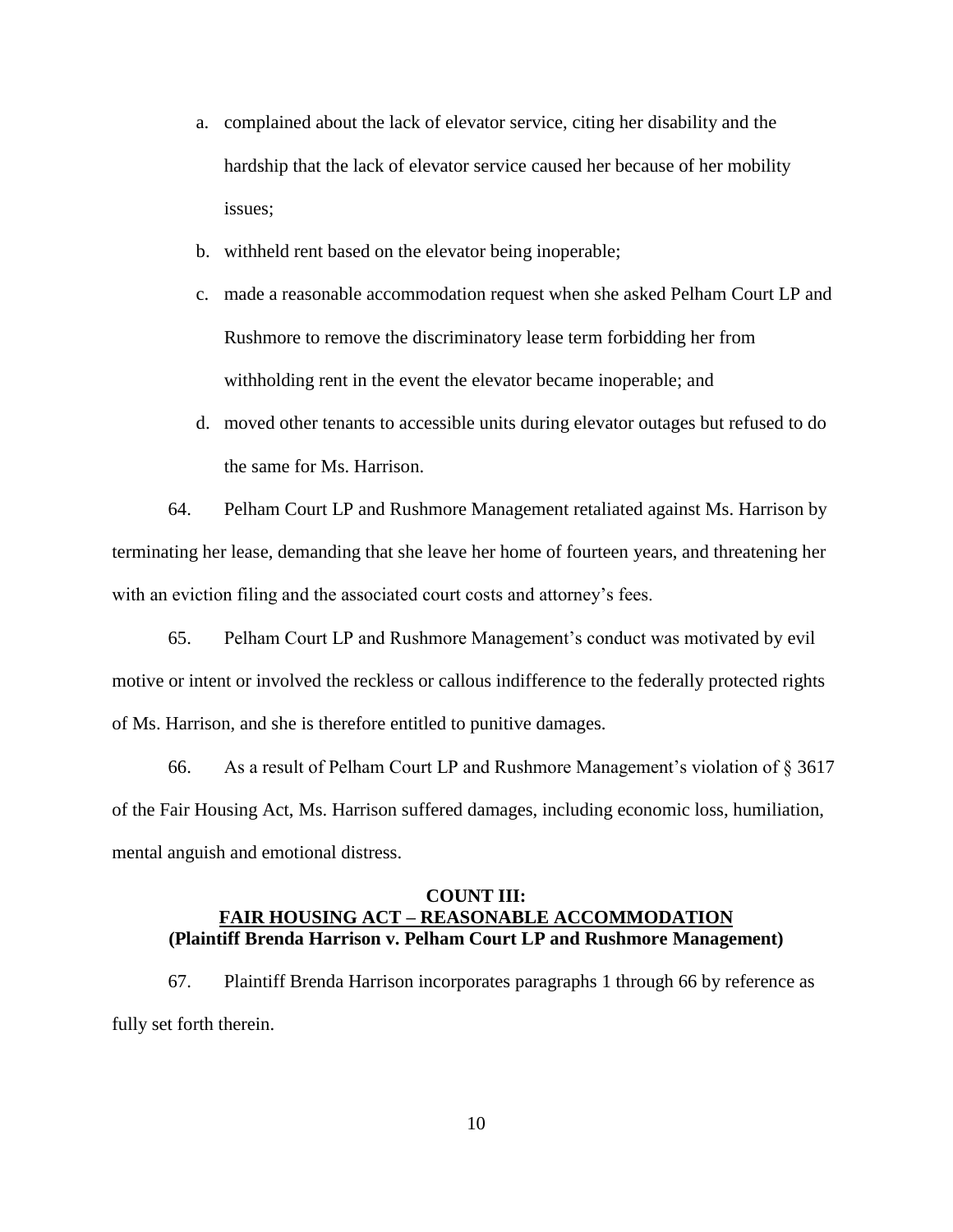a. complained about the lack of elevator service, citing her disability and the hardship that the lack of elevator service caused her because of her mobility issues;

b. withheld rent based on the elevator being inoperable;

c. made a reasonable accommodation request when she asked Pelham Court LP and Rushmore to remove the discriminatory lease term forbidding her from withholding rent in the event the elevator became inoperable; and

d. moved other tenants to accessible units during elevator outages but refused to do the same for Ms. Harrison.

64. Pelham Court LP and Rushmore Management retaliated against Ms. Harrison by terminating her lease, demanding that she leave her home of fourteen years, and threatening her with an eviction filing and the associated court costs and attorney's fees.

65. Pelham Court LP and Rushmore Management's conduct was motivated by evil motive or intent or involved the reckless or callous indifference to the federally protected rights of Ms. Harrison, and she is therefore entitled to punitive damages.

66. As a result of Pelham Court LP and Rushmore Management's violation of § 3617 of the Fair Housing Act, Ms. Harrison suffered damages, including economic loss, humiliation, mental anguish and emotional distress.

**COUNT III:**
**<u>FAIR HOUSING ACT – REASONABLE ACCOMMODATION</u>**
**(Plaintiff Brenda Harrison v. Pelham Court LP and Rushmore Management)**

67. Plaintiff Brenda Harrison incorporates paragraphs 1 through 66 by reference as fully set forth therein.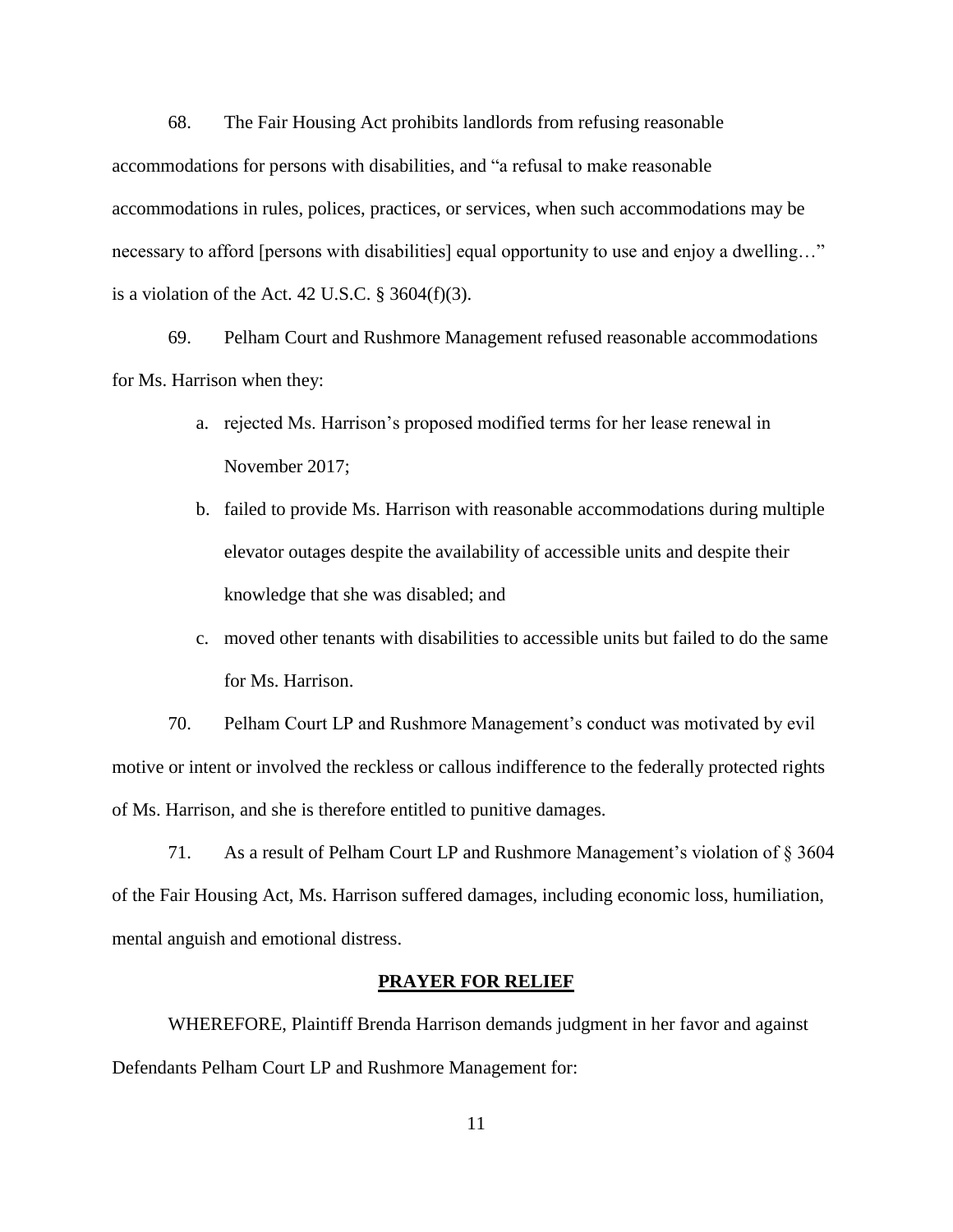68. The Fair Housing Act prohibits landlords from refusing reasonable accommodations for persons with disabilities, and "a refusal to make reasonable accommodations in rules, polices, practices, or services, when such accommodations may be necessary to afford [persons with disabilities] equal opportunity to use and enjoy a dwelling…" is a violation of the Act. 42 U.S.C. § 3604(f)(3).

69. Pelham Court and Rushmore Management refused reasonable accommodations for Ms. Harrison when they:

a. rejected Ms. Harrison's proposed modified terms for her lease renewal in November 2017;

b. failed to provide Ms. Harrison with reasonable accommodations during multiple elevator outages despite the availability of accessible units and despite their knowledge that she was disabled; and

c. moved other tenants with disabilities to accessible units but failed to do the same for Ms. Harrison.

70. Pelham Court LP and Rushmore Management's conduct was motivated by evil motive or intent or involved the reckless or callous indifference to the federally protected rights of Ms. Harrison, and she is therefore entitled to punitive damages.

71. As a result of Pelham Court LP and Rushmore Management's violation of § 3604 of the Fair Housing Act, Ms. Harrison suffered damages, including economic loss, humiliation, mental anguish and emotional distress.

## PRAYER FOR RELIEF

WHEREFORE, Plaintiff Brenda Harrison demands judgment in her favor and against Defendants Pelham Court LP and Rushmore Management for: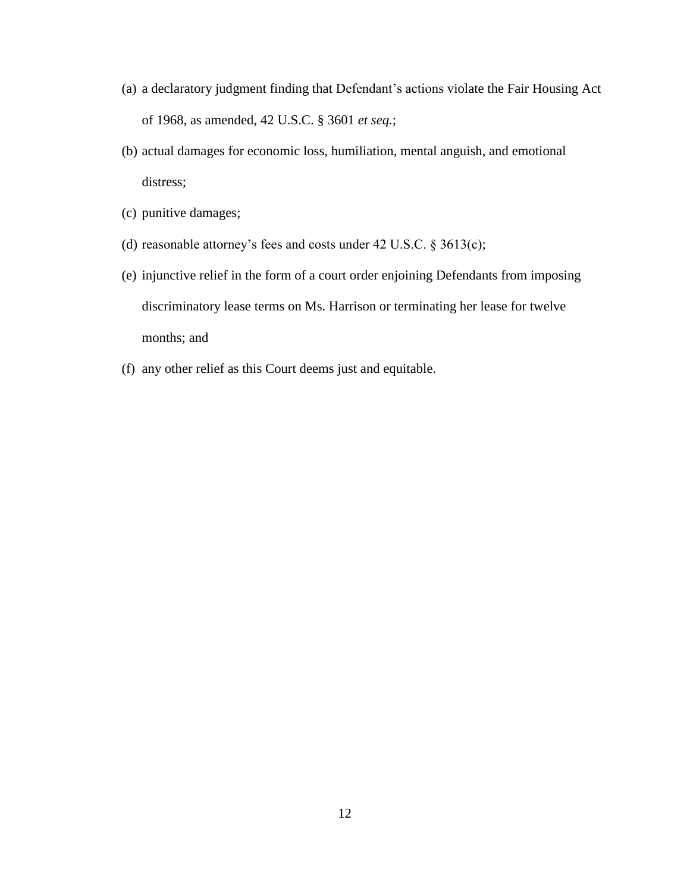(a) a declaratory judgment finding that Defendant's actions violate the Fair Housing Act of 1968, as amended, 42 U.S.C. § 3601 *et seq.*;

(b) actual damages for economic loss, humiliation, mental anguish, and emotional distress;

(c) punitive damages;

(d) reasonable attorney's fees and costs under 42 U.S.C. § 3613(c);

(e) injunctive relief in the form of a court order enjoining Defendants from imposing discriminatory lease terms on Ms. Harrison or terminating her lease for twelve months; and

(f) any other relief as this Court deems just and equitable.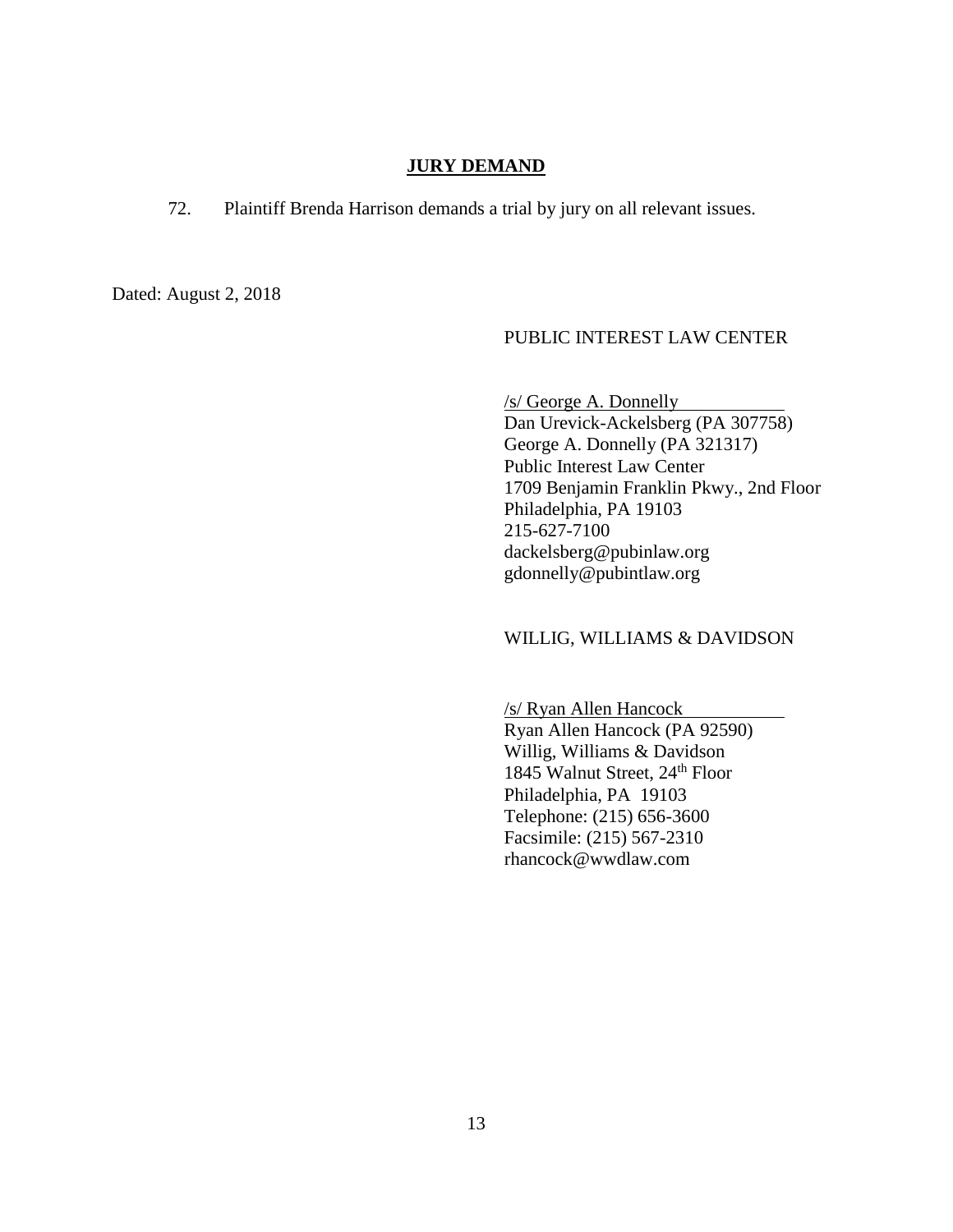**JURY DEMAND**

72. Plaintiff Brenda Harrison demands a trial by jury on all relevant issues.

Dated: August 2, 2018

PUBLIC INTEREST LAW CENTER

/s/ George A. Donnelly
Dan Urevick-Ackelsberg (PA 307758)
George A. Donnelly (PA 321317)
Public Interest Law Center
1709 Benjamin Franklin Pkwy., 2nd Floor
Philadelphia, PA 19103
215-627-7100
dackelsberg@pubinlaw.org
gdonnelly@pubintlaw.org

WILLIG, WILLIAMS & DAVIDSON

/s/ Ryan Allen Hancock
Ryan Allen Hancock (PA 92590)
Willig, Williams & Davidson
1845 Walnut Street, 24th Floor
Philadelphia, PA 19103
Telephone: (215) 656-3600
Facsimile: (215) 567-2310
rhancock@wwdlaw.com